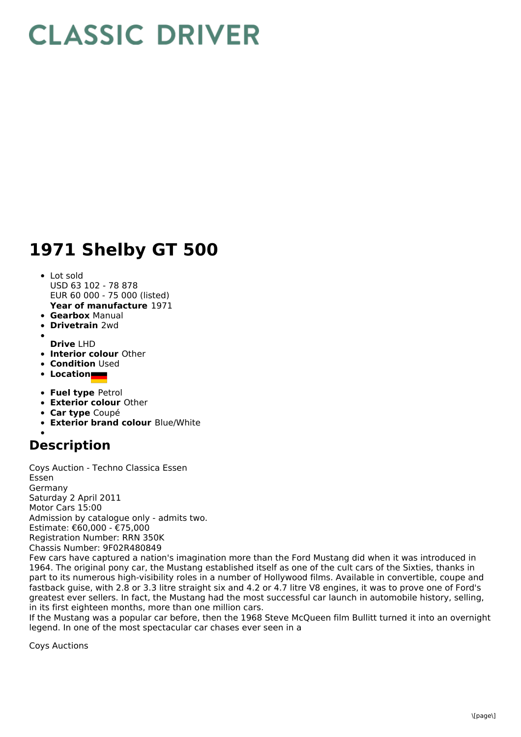# CLASSIC DRIVER

## 1971 Shelby GT 500

- Lot sold
  USD 63 102 - 78 878
  EUR 60 000 - 75 000 (listed)
  **Year of manufacture** 1971
- **Gearbox** Manual
- **Drivetrain** 2wd
- **Drive** LHD
- **Interior colour** Other
- **Condition** Used
- **Location**
- **Fuel type** Petrol
- **Exterior colour** Other
- **Car type** Coupé
- **Exterior brand colour** Blue/White

## Description

Coys Auction - Techno Classica Essen
Essen
Germany
Saturday 2 April 2011
Motor Cars 15:00
Admission by catalogue only - admits two.
Estimate: €60,000 - €75,000
Registration Number: RRN 350K
Chassis Number: 9F02R480849
Few cars have captured a nation's imagination more than the Ford Mustang did when it was introduced in 1964. The original pony car, the Mustang established itself as one of the cult cars of the Sixties, thanks in part to its numerous high-visibility roles in a number of Hollywood films. Available in convertible, coupe and fastback guise, with 2.8 or 3.3 litre straight six and 4.2 or 4.7 litre V8 engines, it was to prove one of Ford's greatest ever sellers. In fact, the Mustang had the most successful car launch in automobile history, selling, in its first eighteen months, more than one million cars.
If the Mustang was a popular car before, then the 1968 Steve McQueen film Bullitt turned it into an overnight legend. In one of the most spectacular car chases ever seen in a

Coys Auctions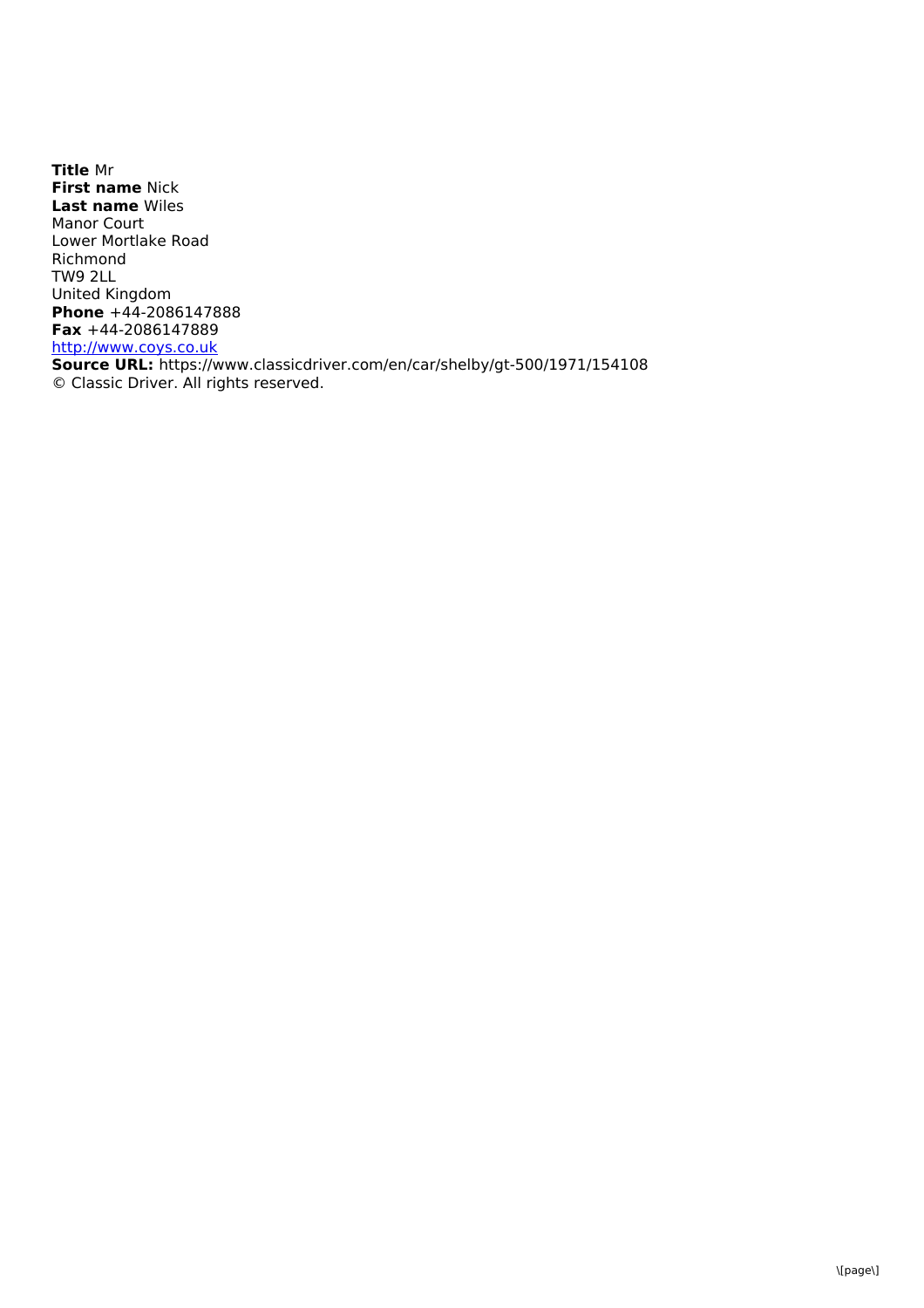**Title** Mr
**First name** Nick
**Last name** Wiles
Manor Court
Lower Mortlake Road
Richmond
TW9 2LL
United Kingdom
**Phone** +44-2086147888
**Fax** +44-2086147889
[http://www.coys.co.uk](http://www.coys.co.uk)
**Source URL:** https://www.classicdriver.com/en/car/shelby/gt-500/1971/154108
© Classic Driver. All rights reserved.